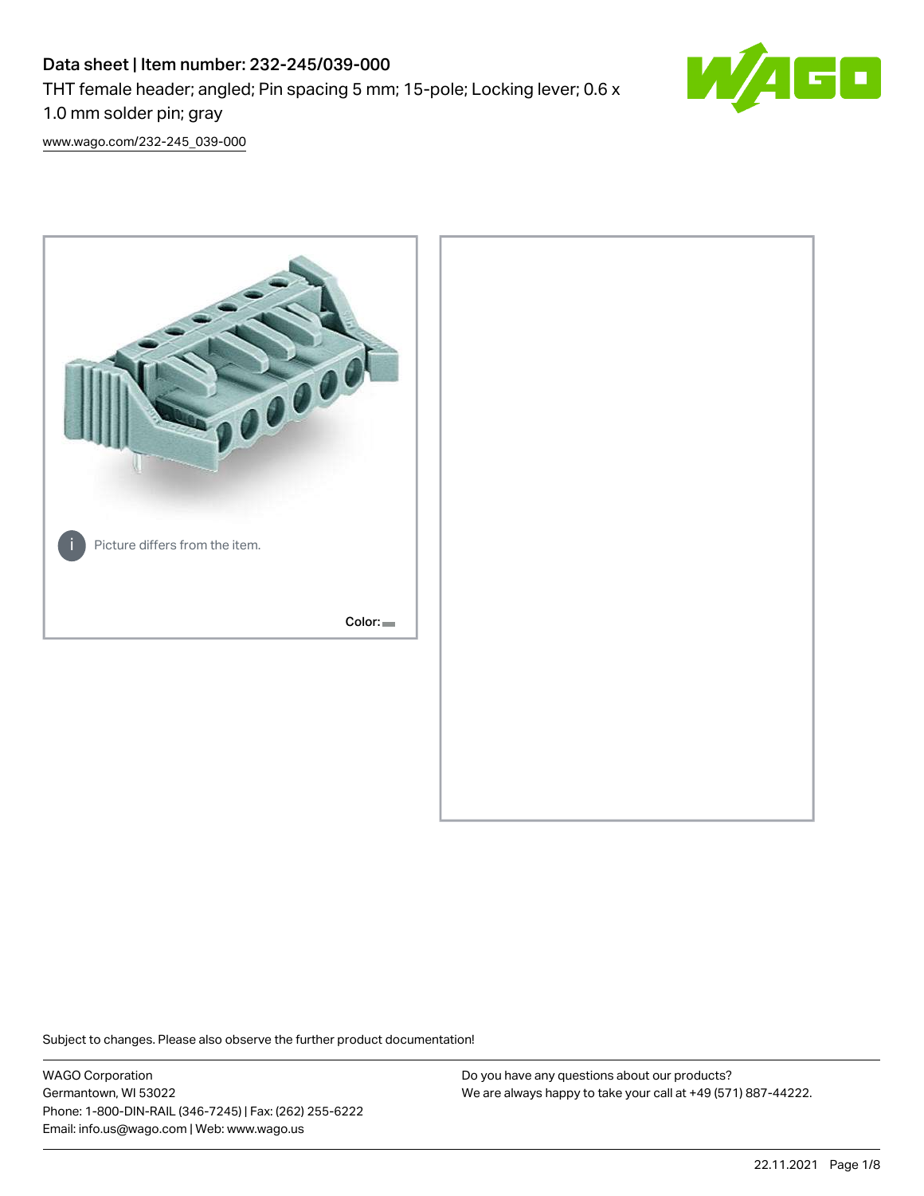# Data sheet | Item number: 232-245/039-000

THT female header; angled; Pin spacing 5 mm; 15-pole; Locking lever; 0.6 x 1.0 mm solder pin; gray

www.wago.com/232-245_039-000

Picture differs from the item.

Color:

Subject to changes. Please also observe the further product documentation!

WAGO Corporation
Germantown, WI 53022
Phone: 1-800-DIN-RAIL (346-7245) | Fax: (262) 255-6222
Email: info.us@wago.com | Web: www.wago.us

Do you have any questions about our products?
We are always happy to take your call at +49 (571) 887-44222.

22.11.2021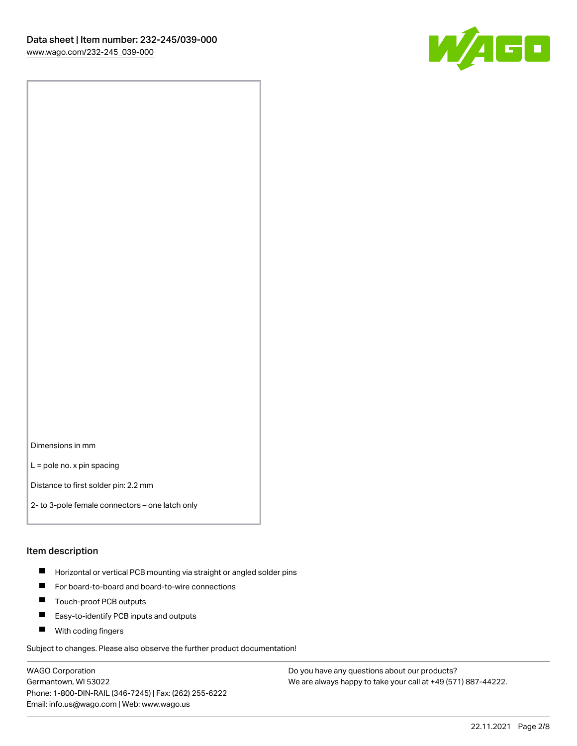Dimensions in mm

L = pole no. x pin spacing

Distance to first solder pin: 2.2 mm

2- to 3-pole female connectors – one latch only

## Item description

- Horizontal or vertical PCB mounting via straight or angled solder pins
- For board-to-board and board-to-wire connections
- Touch-proof PCB outputs
- Easy-to-identify PCB inputs and outputs
- With coding fingers

Subject to changes. Please also observe the further product documentation!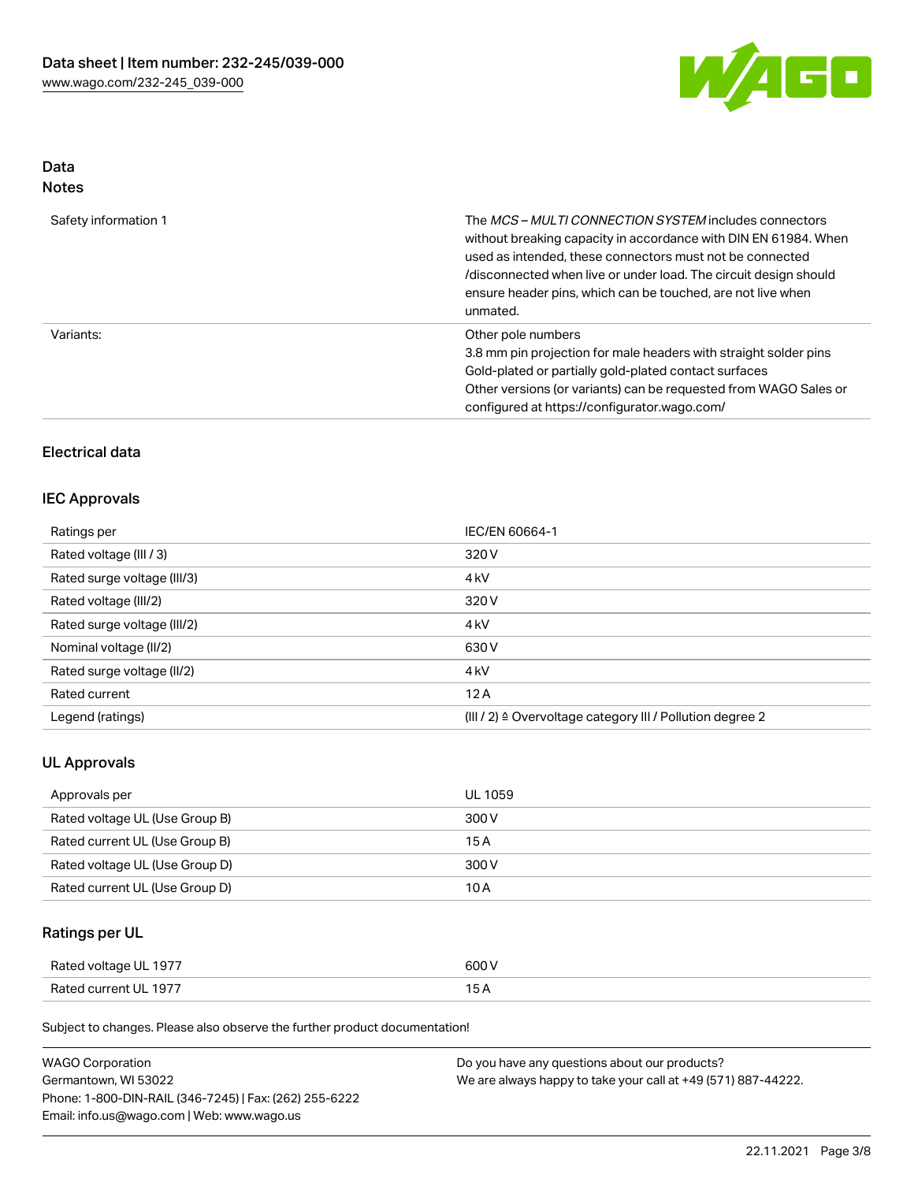## Data
### Notes

| | |
|---|---|
| Safety information 1 | The *MCS – MULTI CONNECTION SYSTEM* includes connectors without breaking capacity in accordance with DIN EN 61984. When used as intended, these connectors must not be connected /disconnected when live or under load. The circuit design should ensure header pins, which can be touched, are not live when unmated. |
| Variants: | Other pole numbers<br>3.8 mm pin projection for male headers with straight solder pins<br>Gold-plated or partially gold-plated contact surfaces<br>Other versions (or variants) can be requested from WAGO Sales or configured at https://configurator.wago.com/ |

## Electrical data

### IEC Approvals

| | |
|---|---|
| Ratings per | IEC/EN 60664-1 |
| Rated voltage (III / 3) | 320 V |
| Rated surge voltage (III/3) | 4 kV |
| Rated voltage (III/2) | 320 V |
| Rated surge voltage (III/2) | 4 kV |
| Nominal voltage (II/2) | 630 V |
| Rated surge voltage (II/2) | 4 kV |
| Rated current | 12 A |
| Legend (ratings) | (III / 2) ≙ Overvoltage category III / Pollution degree 2 |

### UL Approvals

| | |
|---|---|
| Approvals per | UL 1059 |
| Rated voltage UL (Use Group B) | 300 V |
| Rated current UL (Use Group B) | 15 A |
| Rated voltage UL (Use Group D) | 300 V |
| Rated current UL (Use Group D) | 10 A |

### Ratings per UL

| | |
|---|---|
| Rated voltage UL 1977 | 600 V |
| Rated current UL 1977 | 15 A |

Subject to changes. Please also observe the further product documentation!

WAGO Corporation
Germantown, WI 53022
Phone: 1-800-DIN-RAIL (346-7245) | Fax: (262) 255-6222
Email: info.us@wago.com | Web: www.wago.us

Do you have any questions about our products?
We are always happy to take your call at +49 (571) 887-44222.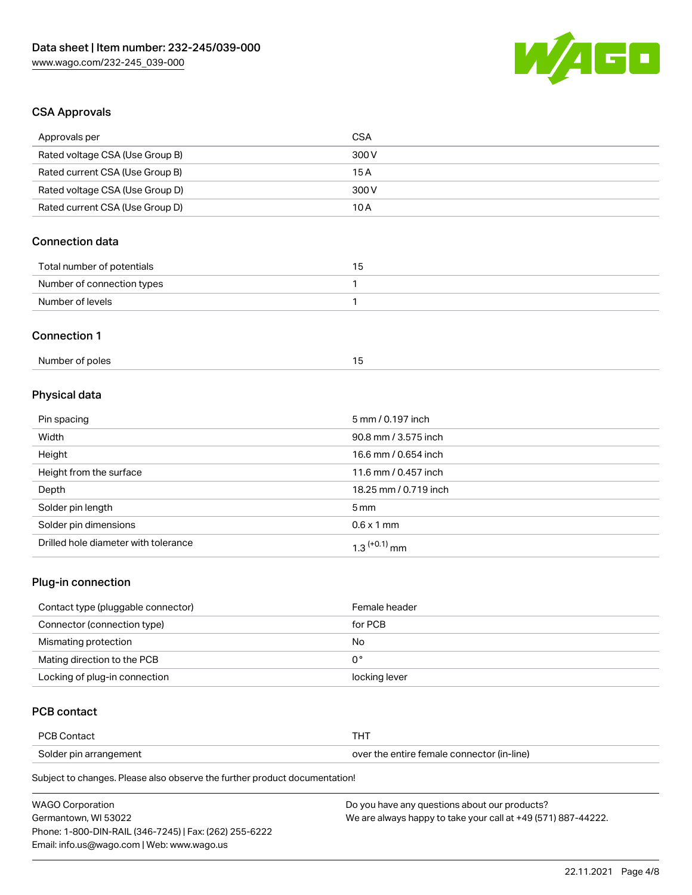## CSA Approvals

| Approvals per | CSA |
|---|---|
| Rated voltage CSA (Use Group B) | 300 V |
| Rated current CSA (Use Group B) | 15 A |
| Rated voltage CSA (Use Group D) | 300 V |
| Rated current CSA (Use Group D) | 10 A |

## Connection data

| Total number of potentials | 15 |
|---|---|
| Number of connection types | 1 |
| Number of levels | 1 |

## Connection 1

| Number of poles | 15 |
|---|---|

## Physical data

| Pin spacing | 5 mm / 0.197 inch |
|---|---|
| Width | 90.8 mm / 3.575 inch |
| Height | 16.6 mm / 0.654 inch |
| Height from the surface | 11.6 mm / 0.457 inch |
| Depth | 18.25 mm / 0.719 inch |
| Solder pin length | 5 mm |
| Solder pin dimensions | 0.6 x 1 mm |
| Drilled hole diameter with tolerance | $1.3^{(+0.1)}$ mm |

## Plug-in connection

| Contact type (pluggable connector) | Female header |
|---|---|
| Connector (connection type) | for PCB |
| Mismating protection | No |
| Mating direction to the PCB | 0° |
| Locking of plug-in connection | locking lever |

## PCB contact

| PCB Contact | THT |
|---|---|
| Solder pin arrangement | over the entire female connector (in-line) |

Subject to changes. Please also observe the further product documentation!

WAGO Corporation
Germantown, WI 53022
Phone: 1-800-DIN-RAIL (346-7245) | Fax: (262) 255-6222
Email: info.us@wago.com | Web: www.wago.us

Do you have any questions about our products?
We are always happy to take your call at +49 (571) 887-44222.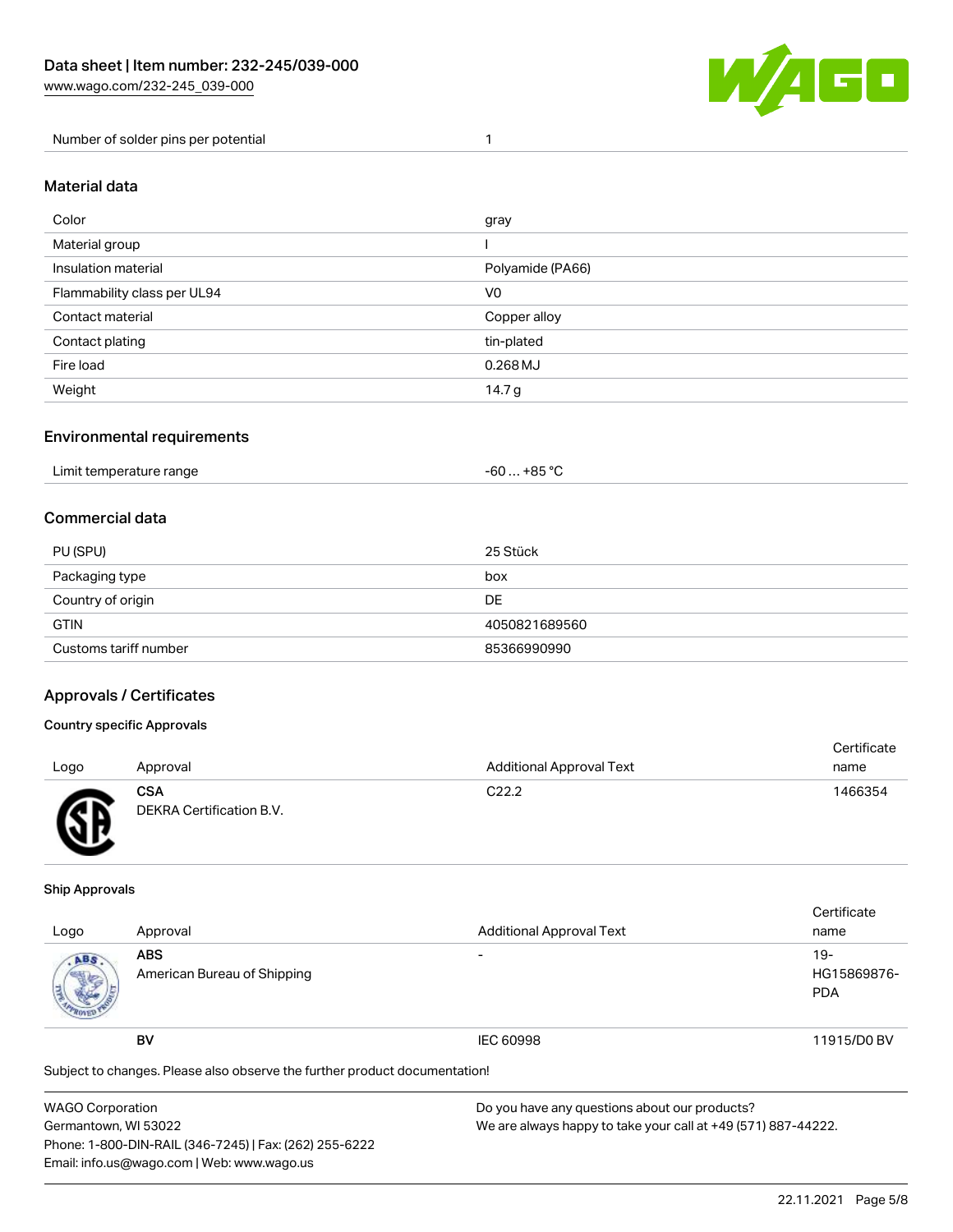| Number of solder pins per potential | 1 |
| --- | --- |

## Material data

| Color | gray |
| --- | --- |
| Material group | I |
| Insulation material | Polyamide (PA66) |
| Flammability class per UL94 | V0 |
| Contact material | Copper alloy |
| Contact plating | tin-plated |
| Fire load | 0.268 MJ |
| Weight | 14.7 g |

## Environmental requirements

| Limit temperature range | -60 … +85 °C |
| --- | --- |

## Commercial data

| PU (SPU) | 25 Stück |
| --- | --- |
| Packaging type | box |
| Country of origin | DE |
| GTIN | 4050821689560 |
| Customs tariff number | 85366990990 |

## Approvals / Certificates

### Country specific Approvals

| Logo | Approval | Additional Approval Text | Certificate name |
| --- | --- | --- | --- |
| | **CSA** DEKRA Certification B.V. | C22.2 | 1466354 |

### Ship Approvals

| Logo | Approval | Additional Approval Text | Certificate name |
| --- | --- | --- | --- |
| | **ABS** American Bureau of Shipping | - | 19-HG15869876-PDA |
| | **BV** | IEC 60998 | 11915/D0 BV |

Subject to changes. Please also observe the further product documentation!

WAGO Corporation
Germantown, WI 53022
Phone: 1-800-DIN-RAIL (346-7245) | Fax: (262) 255-6222
Email: info.us@wago.com | Web: www.wago.us

Do you have any questions about our products?
We are always happy to take your call at +49 (571) 887-44222.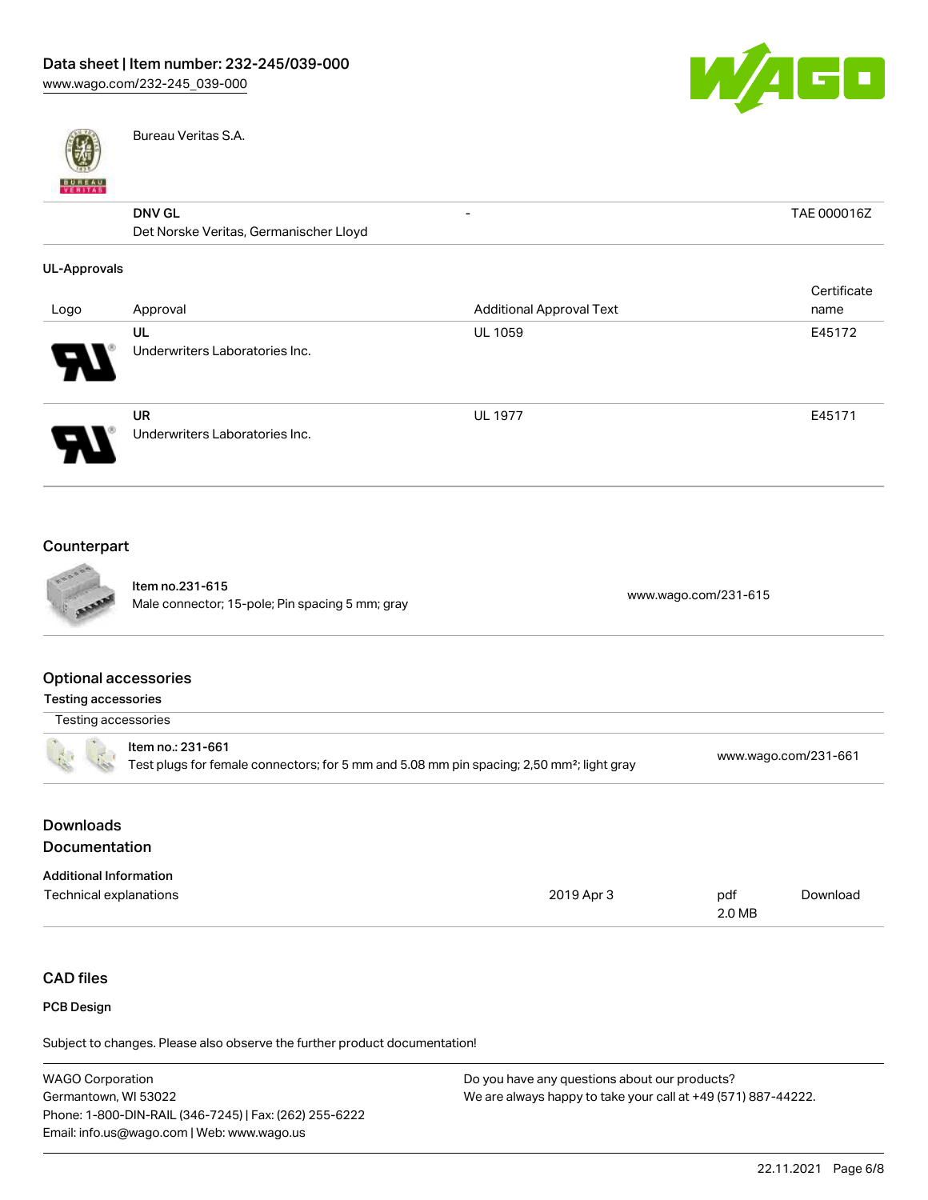| | | | |
|---|---|---|---|
| | Bureau Veritas S.A. | | |
| | **DNV GL**<br>Det Norske Veritas, Germanischer Lloyd | - | TAE 000016Z |

**UL-Approvals**

| Logo | Approval | Additional Approval Text | Certificate name |
|---|---|---|---|
| | **UL**<br>Underwriters Laboratories Inc. | UL 1059 | E45172 |
| | **UR**<br>Underwriters Laboratories Inc. | UL 1977 | E45171 |

## Counterpart

| | |
|---|---|
| **Item no.231-615**<br>Male connector; 15-pole; Pin spacing 5 mm; gray | www.wago.com/231-615 |

## Optional accessories

**Testing accessories**

| Testing accessories | |
|---|---|
| **Item no.: 231-661**<br>Test plugs for female connectors; for 5 mm and 5.08 mm pin spacing; 2,50 mm²; light gray | www.wago.com/231-661 |

## Downloads

## Documentation

**Additional Information**

| | | | |
|---|---|---|---|
| Technical explanations | 2019 Apr 3 | pdf<br>2.0 MB | Download |

## CAD files

**PCB Design**

Subject to changes. Please also observe the further product documentation!

WAGO Corporation
Germantown, WI 53022
Phone: 1-800-DIN-RAIL (346-7245) | Fax: (262) 255-6222
Email: info.us@wago.com | Web: www.wago.us

Do you have any questions about our products?
We are always happy to take your call at +49 (571) 887-44222.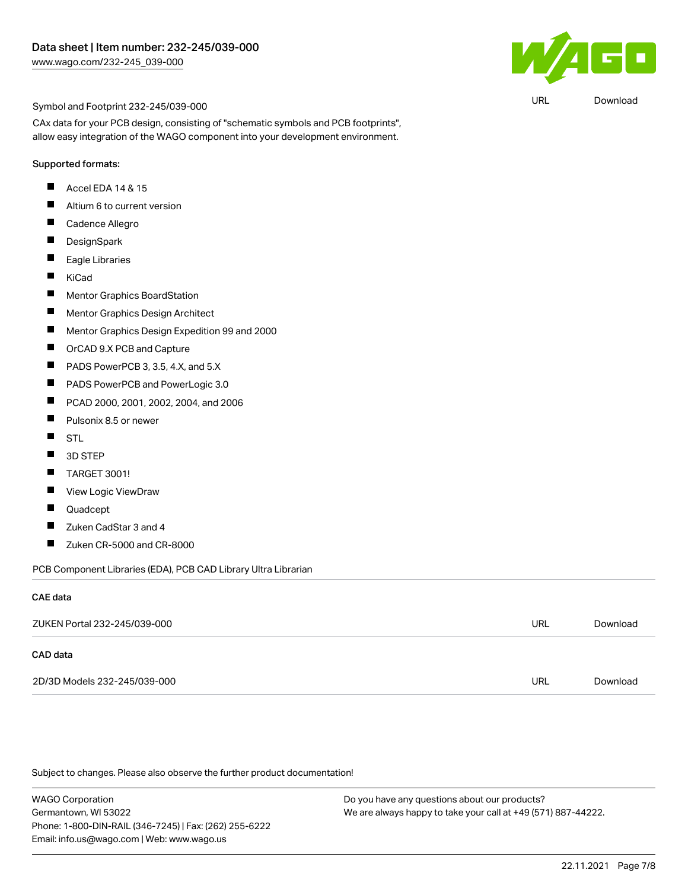Symbol and Footprint 232-245/039-000

URL Download

CAx data for your PCB design, consisting of "schematic symbols and PCB footprints", allow easy integration of the WAGO component into your development environment.

Supported formats:

- Accel EDA 14 & 15
- Altium 6 to current version
- Cadence Allegro
- DesignSpark
- Eagle Libraries
- KiCad
- Mentor Graphics BoardStation
- Mentor Graphics Design Architect
- Mentor Graphics Design Expedition 99 and 2000
- OrCAD 9.X PCB and Capture
- PADS PowerPCB 3, 3.5, 4.X, and 5.X
- PADS PowerPCB and PowerLogic 3.0
- PCAD 2000, 2001, 2002, 2004, and 2006
- Pulsonix 8.5 or newer
- STL
- 3D STEP
- TARGET 3001!
- View Logic ViewDraw
- Quadcept
- Zuken CadStar 3 and 4
- Zuken CR-5000 and CR-8000

PCB Component Libraries (EDA), PCB CAD Library Ultra Librarian

### CAE data

| ZUKEN Portal 232-245/039-000 | URL | Download |
|---|---|---|

### CAD data

| 2D/3D Models 232-245/039-000 | URL | Download |
|---|---|---|

Subject to changes. Please also observe the further product documentation!

WAGO Corporation
Germantown, WI 53022
Phone: 1-800-DIN-RAIL (346-7245) | Fax: (262) 255-6222
Email: info.us@wago.com | Web: www.wago.us

Do you have any questions about our products?
We are always happy to take your call at +49 (571) 887-44222.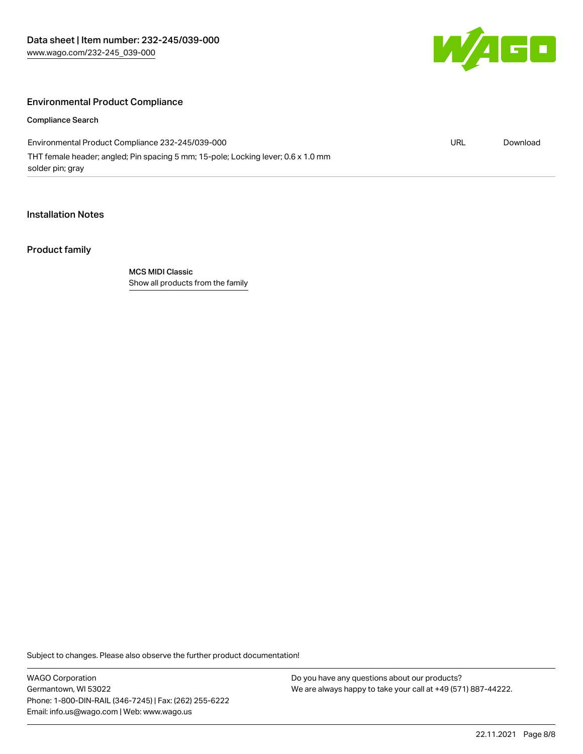## Environmental Product Compliance

### Compliance Search

| | | |
|---|---|---|
| Environmental Product Compliance 232-245/039-000<br>THT female header; angled; Pin spacing 5 mm; 15-pole; Locking lever; 0.6 x 1.0 mm solder pin; gray | URL | Download |

## Installation Notes

## Product family

**MCS MIDI Classic**
Show all products from the family

Subject to changes. Please also observe the further product documentation!

WAGO Corporation
Germantown, WI 53022
Phone: 1-800-DIN-RAIL (346-7245) | Fax: (262) 255-6222
Email: info.us@wago.com | Web: www.wago.us

Do you have any questions about our products?
We are always happy to take your call at +49 (571) 887-44222.

22.11.2021